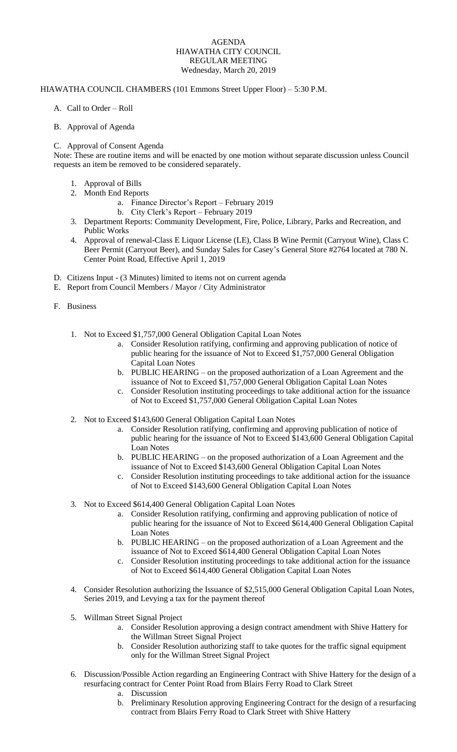# AGENDA
## HIAWATHA CITY COUNCIL
## REGULAR MEETING
## Wednesday, March 20, 2019

HIAWATHA COUNCIL CHAMBERS (101 Emmons Street Upper Floor) – 5:30 P.M.

A. Call to Order – Roll

B. Approval of Agenda

C. Approval of Consent Agenda

Note: These are routine items and will be enacted by one motion without separate discussion unless Council requests an item be removed to be considered separately.

1. Approval of Bills
2. Month End Reports
    a. Finance Director's Report – February 2019
    b. City Clerk's Report – February 2019
3. Department Reports: Community Development, Fire, Police, Library, Parks and Recreation, and Public Works
4. Approval of renewal-Class E Liquor License (LE), Class B Wine Permit (Carryout Wine), Class C Beer Permit (Carryout Beer), and Sunday Sales for Casey's General Store #2764 located at 780 N. Center Point Road, Effective April 1, 2019

D. Citizens Input - (3 Minutes) limited to items not on current agenda

E. Report from Council Members / Mayor / City Administrator

F. Business

1. Not to Exceed $1,757,000 General Obligation Capital Loan Notes
    a. Consider Resolution ratifying, confirming and approving publication of notice of public hearing for the issuance of Not to Exceed $1,757,000 General Obligation Capital Loan Notes
    b. PUBLIC HEARING – on the proposed authorization of a Loan Agreement and the issuance of Not to Exceed $1,757,000 General Obligation Capital Loan Notes
    c. Consider Resolution instituting proceedings to take additional action for the issuance of Not to Exceed $1,757,000 General Obligation Capital Loan Notes
2. Not to Exceed $143,600 General Obligation Capital Loan Notes
    a. Consider Resolution ratifying, confirming and approving publication of notice of public hearing for the issuance of Not to Exceed $143,600 General Obligation Capital Loan Notes
    b. PUBLIC HEARING – on the proposed authorization of a Loan Agreement and the issuance of Not to Exceed $143,600 General Obligation Capital Loan Notes
    c. Consider Resolution instituting proceedings to take additional action for the issuance of Not to Exceed $143,600 General Obligation Capital Loan Notes
3. Not to Exceed $614,400 General Obligation Capital Loan Notes
    a. Consider Resolution ratifying, confirming and approving publication of notice of public hearing for the issuance of Not to Exceed $614,400 General Obligation Capital Loan Notes
    b. PUBLIC HEARING – on the proposed authorization of a Loan Agreement and the issuance of Not to Exceed $614,400 General Obligation Capital Loan Notes
    c. Consider Resolution instituting proceedings to take additional action for the issuance of Not to Exceed $614,400 General Obligation Capital Loan Notes
4. Consider Resolution authorizing the Issuance of $2,515,000 General Obligation Capital Loan Notes, Series 2019, and Levying a tax for the payment thereof
5. Willman Street Signal Project
    a. Consider Resolution approving a design contract amendment with Shive Hattery for the Willman Street Signal Project
    b. Consider Resolution authorizing staff to take quotes for the traffic signal equipment only for the Willman Street Signal Project
6. Discussion/Possible Action regarding an Engineering Contract with Shive Hattery for the design of a resurfacing contract for Center Point Road from Blairs Ferry Road to Clark Street
    a. Discussion
    b. Preliminary Resolution approving Engineering Contract for the design of a resurfacing contract from Blairs Ferry Road to Clark Street with Shive Hattery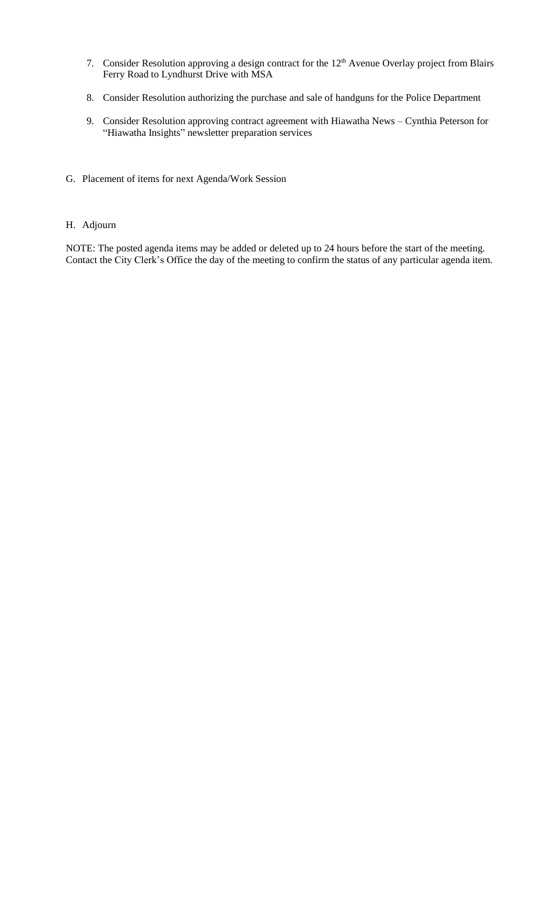7. Consider Resolution approving a design contract for the 12th Avenue Overlay project from Blairs Ferry Road to Lyndhurst Drive with MSA

8. Consider Resolution authorizing the purchase and sale of handguns for the Police Department

9. Consider Resolution approving contract agreement with Hiawatha News – Cynthia Peterson for "Hiawatha Insights" newsletter preparation services

G. Placement of items for next Agenda/Work Session

H. Adjourn

NOTE: The posted agenda items may be added or deleted up to 24 hours before the start of the meeting. Contact the City Clerk's Office the day of the meeting to confirm the status of any particular agenda item.